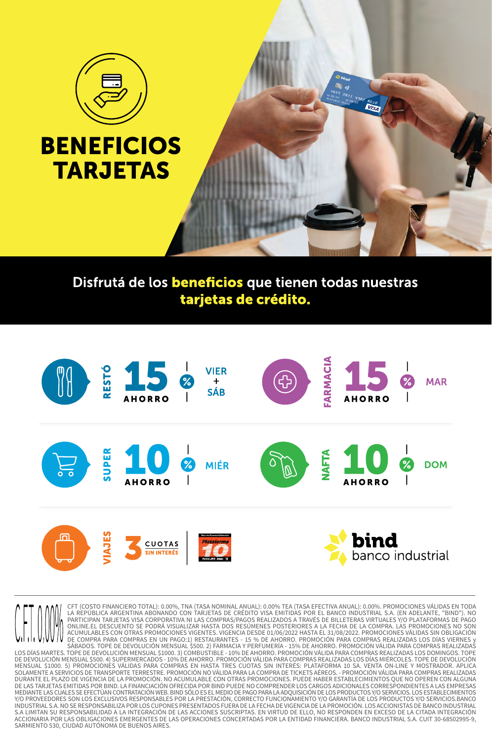# BENEFICIOS TARJETAS

Disfrutá de los **beneficios** que tienen todas nuestras **tarjetas de crédito.**

| Categoría | Beneficio | Día |
|---|---|---|
| RESTÓ | 15% AHORRO | VIER + SÁB |
| FARMACIA | 15% AHORRO | MAR |
| SUPER | 10% AHORRO | MIÉR |
| NAFTA | 10% AHORRO | DOM |
| VIAJES | 3 CUOTAS SIN INTERÉS | Plataforma 10 |

**bind** banco industrial

C.F.T. 0,00%

CFT (COSTO FINANCIERO TOTAL): 0.00%, TNA (TASA NOMINAL ANUAL): 0.00% TEA (TASA EFECTIVA ANUAL): 0.00%. PROMOCIONES VÁLIDAS EN TODA LA REPÚBLICA ARGENTINA ABONANDO CON TARJETAS DE CRÉDITO VISA EMITIDAS POR EL BANCO INDUSTRIAL S.A. (EN ADELANTE, "BIND"). NO PARTICIPAN TARJETAS VISA CORPORATIVA NI LAS COMPRAS/PAGOS REALIZADOS A TRAVÉS DE BILLETERAS VIRTUALES Y/O PLATAFORMAS DE PAGO ONLINE.EL DESCUENTO SE PODRÁ VISUALIZAR HASTA DOS RESÚMENES POSTERIORES A LA FECHA DE LA COMPRA. LAS PROMOCIONES NO SON ACUMULABLES CON OTRAS PROMOCIONES VIGENTES. VIGENCIA DESDE 01/06/2022 HASTA EL 31/08/2022. PROMOCIONES VÁLIDAS SIN OBLIGACIÓN DE COMPRA PARA COMPRAS EN UN PAGO:1) RESTAURANTES - 15 % DE AHORRO. PROMOCIÓN VÁLIDA PARA COMPRAS REALIZADAS LOS DÍAS VIERNES y SÁBADOS. TOPE DE DEVOLUCIÓN MENSUAL $500. 2) FARMACIA Y PERFUMERÍA - 15% DE AHORRO. PROMOCIÓN VÁLIDA PARA COMPRAS REALIZADAS LOS DÍAS MARTES. TOPE DE DEVOLUCIÓN MENSUAL $1000. 3) COMBUSTIBLE - 10% DE AHORRO. PROMOCIÓN VÁLIDA PARA COMPRAS REALIZADAS LOS DOMINGOS. TOPE DE DEVOLUCIÓN MENSUAL $500. 4) SUPERMERCADOS - 10% DE AHORRO. PROMOCIÓN VÁLIDA PARA COMPRAS REALIZADAS LOS DÍAS MIÉRCOLES. TOPE DE DEVOLUCIÓN MENSUAL $1000. 5) PROMOCIONES VÁLIDAS PARA COMPRAS EN HASTA TRES CUOTAS SIN INTERÉS: PLATAFORMA 10 SA. VENTA ON-LINE Y MOSTRADOR. APLICA SOLAMENTE A SERVICIOS DE TRANSPORTE TERRESTRE. PROMOCIÓN NO VÁLIDA PARA LA COMPRA DE TICKETS AÉREOS. - PROMOCIÓN VÁLIDA PARA COMPRAS REALIZADAS DURANTE EL PLAZO DE VIGENCIA DE LA PROMOCIÓN. NO ACUMULABLE CON OTRAS PROMOCIONES. PUEDE HABER ESTABLECIMIENTOS QUE NO OPEREN CON ALGUNA DE LAS TARJETAS EMITIDAS POR BIND. LA FINANCIACIÓN OFRECIDA POR BIND PUEDE NO COMPRENDER LOS CARGOS ADICIONALES CORRESPONDIENTES A LAS EMPRESAS MEDIANTE LAS CUALES SE EFECTÚAN CONTRATACIÓN WEB. BIND SÓLO ES EL MEDIO DE PAGO PARA LA ADQUISICIÓN DE LOS PRODUCTOS Y/O SERVICIOS. LOS ESTABLECIMIENTOS Y/O PROVEEDORES SON LOS EXCLUSIVOS RESPONSABLES POR LA PRESTACIÓN, CORRECTO FUNCIONAMIENTO Y/O GARANTÍA DE LOS PRODUCTOS Y/O SERVICIOS.BANCO INDUSTRIAL S.A. NO SE RESPONSABILIZA POR LOS CUPONES PRESENTADOS FUERA DE LA FECHA DE VIGENCIA DE LA PROMOCIÓN. LOS ACCIONISTAS DE BANCO INDUSTRIAL S.A LIMITAN SU RESPONSABILIDAD A LA INTEGRACIÓN DE LAS ACCIONES SUSCRIPTAS. EN VIRTUD DE ELLO, NO RESPONDEN EN EXCESO DE LA CITADA INTEGRACIÓN ACCIONARIA POR LAS OBLIGACIONES EMERGENTES DE LAS OPERACIONES CONCERTADAS POR LA ENTIDAD FINANCIERA. BANCO INDUSTRIAL S.A. CUIT 30-68502995-9, SARMIENTO 530, CIUDAD AUTÓNOMA DE BUENOS AIRES.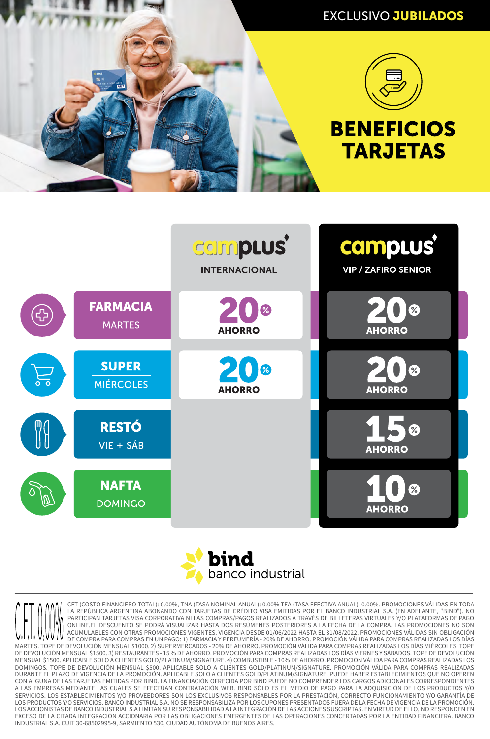EXCLUSIVO **JUBILADOS**

# BENEFICIOS TARJETAS

| | Camplus INTERNACIONAL | Camplus VIP / ZAFIRO SENIOR |
|---|---|---|
| **FARMACIA** MARTES | 20% AHORRO | 20% AHORRO |
| **SUPER** MIÉRCOLES | 20% AHORRO | 20% AHORRO |
| **RESTÓ** VIE + SÁB | | 15% AHORRO |
| **NAFTA** DOMINGO | | 10% AHORRO |

**bind** banco industrial

C.F.T. 0,00%

CFT (COSTO FINANCIERO TOTAL): 0.00%, TNA (TASA NOMINAL ANUAL): 0.00% TEA (TASA EFECTIVA ANUAL): 0.00%. PROMOCIONES VÁLIDAS EN TODA LA REPÚBLICA ARGENTINA ABONANDO CON TARJETAS DE CRÉDITO VISA EMITIDAS POR EL BANCO INDUSTRIAL S.A. (EN ADELANTE, "BIND"). NO PARTICIPAN TARJETAS VISA CORPORATIVA NI LAS COMPRAS/PAGOS REALIZADOS A TRAVÉS DE BILLETERAS VIRTUALES Y/O PLATAFORMAS DE PAGO ONLINE.EL DESCUENTO SE PODRÁ VISUALIZAR HASTA DOS RESÚMENES POSTERIORES A LA FECHA DE LA COMPRA. LAS PROMOCIONES NO SON ACUMULABLES CON OTRAS PROMOCIONES VIGENTES. VIGENCIA DESDE 01/06/2022 HASTA EL 31/08/2022. PROMOCIONES VÁLIDAS SIN OBLIGACIÓN DE COMPRA PARA COMPRAS EN UN PAGO: 1) FARMACIA Y PERFUMERÍA - 20% DE AHORRO. PROMOCIÓN VÁLIDA PARA COMPRAS REALIZADAS LOS DÍAS MARTES. TOPE DE DEVOLUCIÓN MENSUAL $1000. 2) SUPERMERCADOS - 20% DE AHORRO. PROMOCIÓN VÁLIDA PARA COMPRAS REALIZADAS LOS DÍAS MIÉRCOLES. TOPE DE DEVOLUCIÓN MENSUAL $1500. 3) RESTAURANTES - 15 % DE AHORRO. PROMOCIÓN PARA COMPRAS REALIZADAS LOS DÍAS VIERNES Y SÁBADOS. TOPE DE DEVOLUCIÓN MENSUAL $1500. APLICABLE SOLO A CLIENTES GOLD/PLATINUM/SIGNATURE. 4) COMBUSTIBLE - 10% DE AHORRO. PROMOCIÓN VÁLIDA PARA COMPRAS REALIZADAS LOS DOMINGOS. TOPE DE DEVOLUCIÓN MENSUAL $500. APLICABLE SOLO A CLIENTES GOLD/PLATINUM/SIGNATURE. PROMOCIÓN VÁLIDA PARA COMPRAS REALIZADAS DURANTE EL PLAZO DE VIGENCIA DE LA PROMOCIÓN. APLICABLE SOLO A CLIENTES GOLD/PLATINUM/SIGNATURE. PUEDE HABER ESTABLECIMIENTOS QUE NO OPEREN CON ALGUNA DE LAS TARJETAS EMITIDAS POR BIND. LA FINANCIACIÓN OFRECIDA POR BIND PUEDE NO COMPRENDER LOS CARGOS ADICIONALES CORRESPONDIENTES A LAS EMPRESAS MEDIANTE LAS CUALES SE EFECTÚAN CONTRATACIÓN WEB. BIND SÓLO ES EL MEDIO DE PAGO PARA LA ADQUISICIÓN DE LOS PRODUCTOS Y/O SERVICIOS. LOS ESTABLECIMIENTOS Y/O PROVEEDORES SON LOS EXCLUSIVOS RESPONSABLES POR LA PRESTACIÓN, CORRECTO FUNCIONAMIENTO Y/O GARANTÍA DE LOS PRODUCTOS Y/O SERVICIOS. BANCO INDUSTRIAL S.A. NO SE RESPONSABILIZA POR LOS CUPONES PRESENTADOS FUERA DE LA FECHA DE VIGENCIA DE LA PROMOCIÓN. LOS ACCIONISTAS DE BANCO INDUSTRIAL S.A LIMITAN SU RESPONSABILIDAD A LA INTEGRACIÓN DE LAS ACCIONES SUSCRIPTAS. EN VIRTUD DE ELLO, NO RESPONDEN EN EXCESO DE LA CITADA INTEGRACIÓN ACCIONARIA POR LAS OBLIGACIONES EMERGENTES DE LAS OPERACIONES CONCERTADAS POR LA ENTIDAD FINANCIERA. BANCO INDUSTRIAL S.A. CUIT 30-68502995-9, SARMIENTO 530, CIUDAD AUTÓNOMA DE BUENOS AIRES.